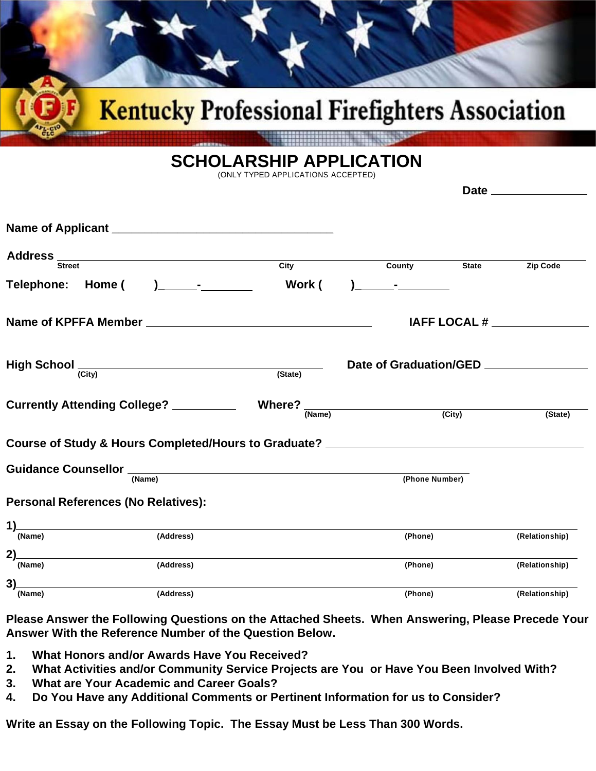# Kentucky Professional Firefighters Association

## SCHOLARSHIP APPLICATION

(ONLY TYPED APPLICATIONS ACCEPTED)

**Date** _______________

**Name of Applicant** ____________________________________

**Address** ______________________________________________________________________
Street / City / County / State / Zip Code

**Telephone: Home (    )____-________ Work (    )____-________**

**Name of KPFFA Member** ____________________________________ **IAFF LOCAL #** _______________

**High School** ____________________________________ **Date of Graduation/GED** _______________
(City) (State)

**Currently Attending College?** __________ **Where?** ____________________________________
(Name) (City) (State)

**Course of Study & Hours Completed/Hours to Graduate?** ____________________________________

**Guidance Counsellor** ____________________________________
(Name) (Phone Number)

**Personal References (No Relatives):**

1) ______________________________________________________________________
(Name) (Address) (Phone) (Relationship)

2) ______________________________________________________________________
(Name) (Address) (Phone) (Relationship)

3) ______________________________________________________________________
(Name) (Address) (Phone) (Relationship)

**Please Answer the Following Questions on the Attached Sheets. When Answering, Please Precede Your Answer With the Reference Number of the Question Below.**

1. **What Honors and/or Awards Have You Received?**
2. **What Activities and/or Community Service Projects are You or Have You Been Involved With?**
3. **What are Your Academic and Career Goals?**
4. **Do You Have any Additional Comments or Pertinent Information for us to Consider?**

**Write an Essay on the Following Topic. The Essay Must be Less Than 300 Words.**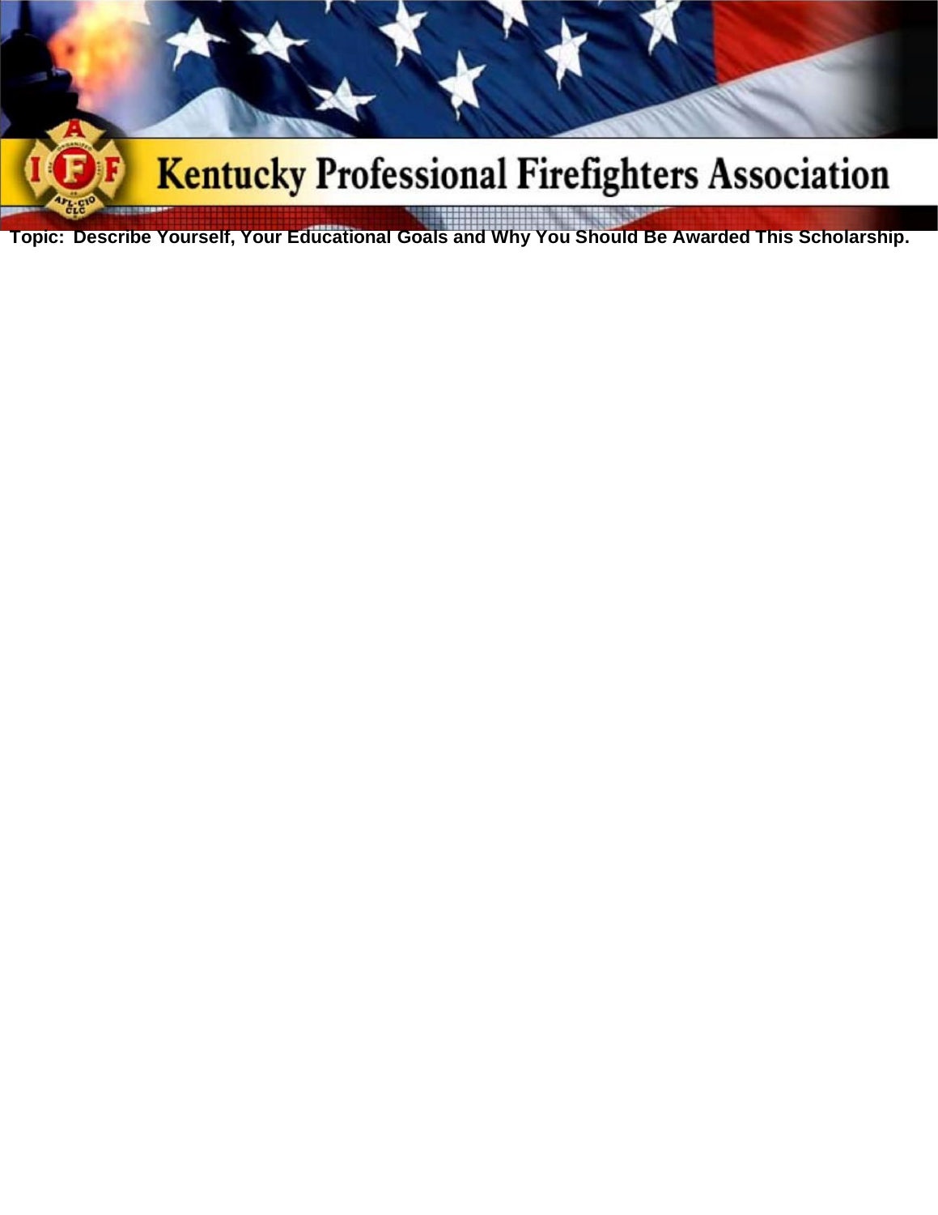# Kentucky Professional Firefighters Association

**Topic: Describe Yourself, Your Educational Goals and Why You Should Be Awarded This Scholarship.**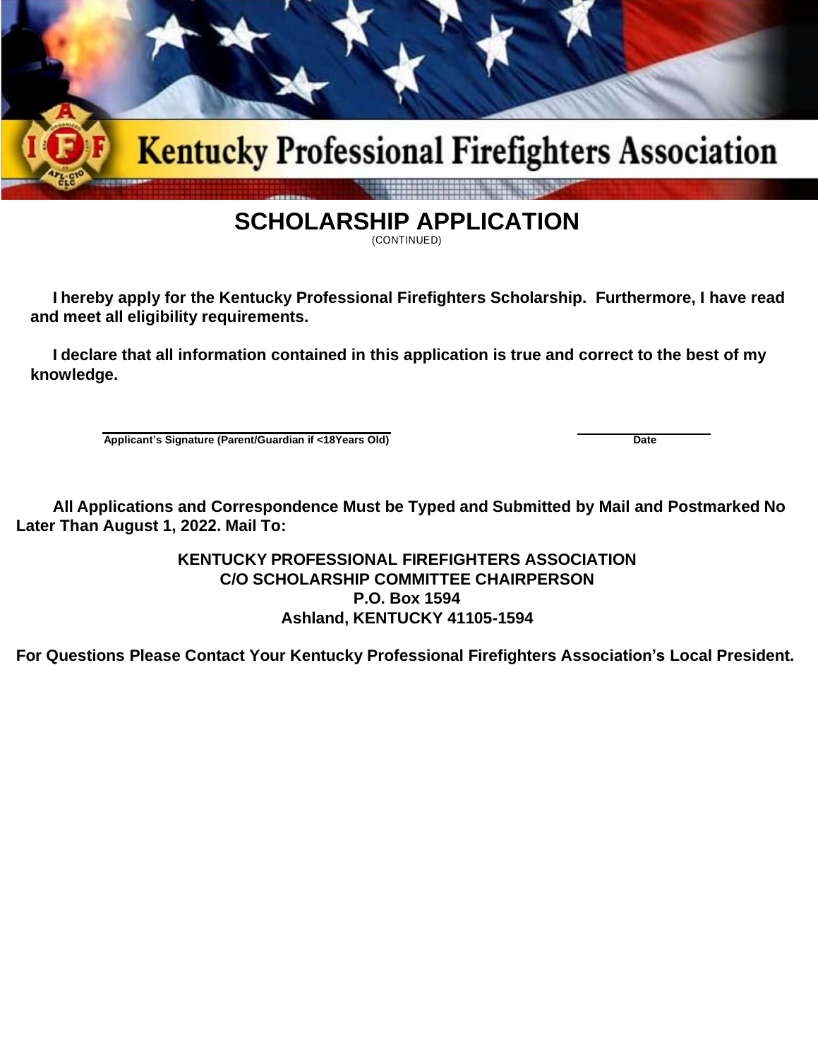Kentucky Professional Firefighters Association

# SCHOLARSHIP APPLICATION

(CONTINUED)

**I hereby apply for the Kentucky Professional Firefighters Scholarship. Furthermore, I have read and meet all eligibility requirements.**

**I declare that all information contained in this application is true and correct to the best of my knowledge.**

**Applicant's Signature (Parent/Guardian if <18Years Old)** ______________________ **Date** ____________

**All Applications and Correspondence Must be Typed and Submitted by Mail and Postmarked No Later Than August 1, 2022. Mail To:**

**KENTUCKY PROFESSIONAL FIREFIGHTERS ASSOCIATION**
**C/O SCHOLARSHIP COMMITTEE CHAIRPERSON**
**P.O. Box 1594**
**Ashland, KENTUCKY 41105-1594**

**For Questions Please Contact Your Kentucky Professional Firefighters Association's Local President.**